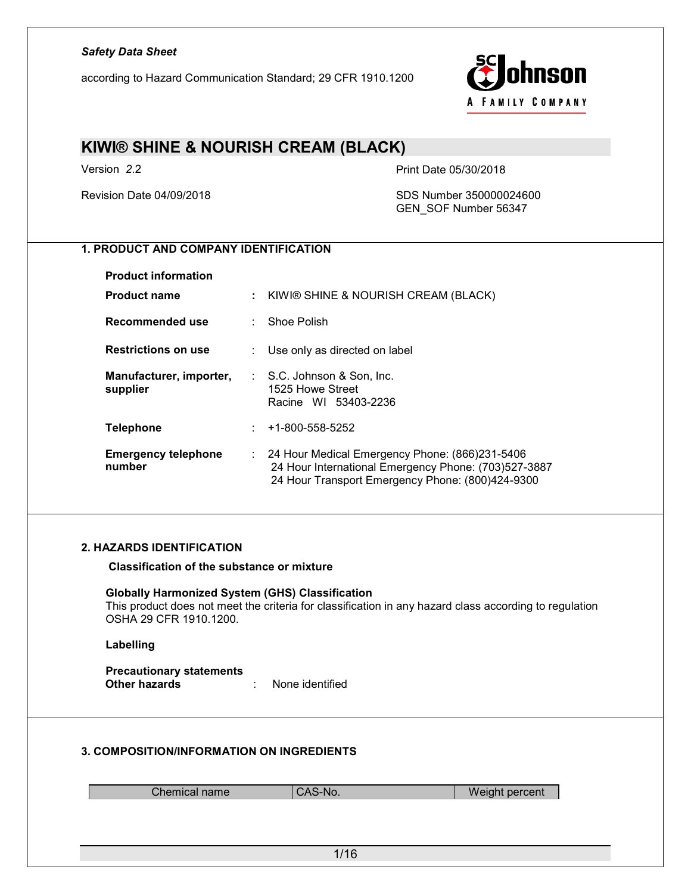*Safety Data Sheet*

according to Hazard Communication Standard; 29 CFR 1910.1200

# KIWI® SHINE & NOURISH CREAM (BLACK)

Version 2.2

Print Date 05/30/2018

Revision Date 04/09/2018

SDS Number 350000024600
GEN_SOF Number 56347

## 1. PRODUCT AND COMPANY IDENTIFICATION

**Product information**

**Product name** : KIWI® SHINE & NOURISH CREAM (BLACK)

**Recommended use** : Shoe Polish

**Restrictions on use** : Use only as directed on label

**Manufacturer, importer, supplier** : S.C. Johnson & Son, Inc.
1525 Howe Street
Racine WI 53403-2236

**Telephone** : +1-800-558-5252

**Emergency telephone number** : 24 Hour Medical Emergency Phone: (866)231-5406
24 Hour International Emergency Phone: (703)527-3887
24 Hour Transport Emergency Phone: (800)424-9300

## 2. HAZARDS IDENTIFICATION

**Classification of the substance or mixture**

**Globally Harmonized System (GHS) Classification**
This product does not meet the criteria for classification in any hazard class according to regulation OSHA 29 CFR 1910.1200.

**Labelling**

**Precautionary statements**
**Other hazards** : None identified

## 3. COMPOSITION/INFORMATION ON INGREDIENTS

| Chemical name | CAS-No. | Weight percent |
| --- | --- | --- |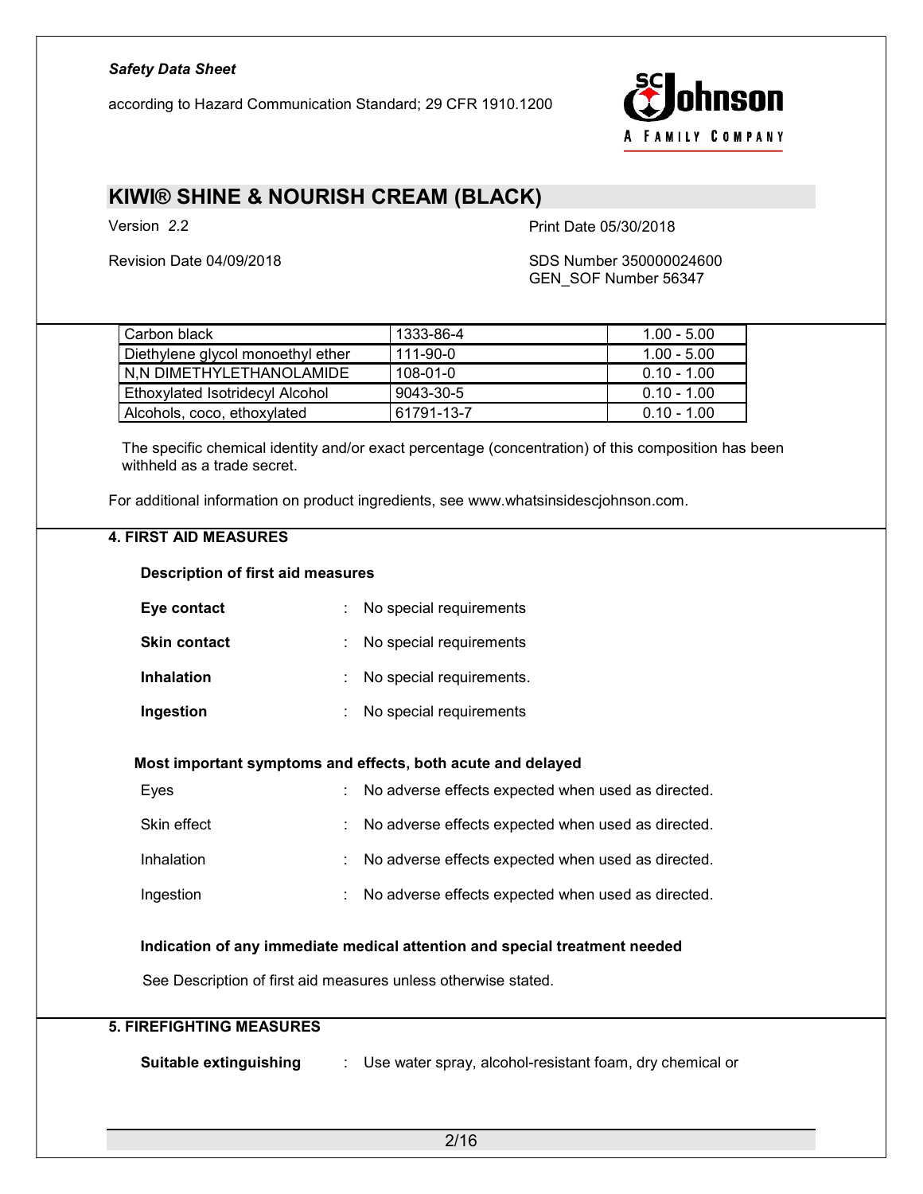| Carbon black | 1333-86-4 | 1.00 - 5.00 |
|---|---|---|
| Diethylene glycol monoethyl ether | 111-90-0 | 1.00 - 5.00 |
| N,N DIMETHYLETHANOLAMIDE | 108-01-0 | 0.10 - 1.00 |
| Ethoxylated Isotridecyl Alcohol | 9043-30-5 | 0.10 - 1.00 |
| Alcohols, coco, ethoxylated | 61791-13-7 | 0.10 - 1.00 |

The specific chemical identity and/or exact percentage (concentration) of this composition has been withheld as a trade secret.

For additional information on product ingredients, see www.whatsinsidescjohnson.com.

## 4. FIRST AID MEASURES

**Description of first aid measures**

**Eye contact** : No special requirements

**Skin contact** : No special requirements

**Inhalation** : No special requirements.

**Ingestion** : No special requirements

**Most important symptoms and effects, both acute and delayed**

Eyes : No adverse effects expected when used as directed.

Skin effect : No adverse effects expected when used as directed.

Inhalation : No adverse effects expected when used as directed.

Ingestion : No adverse effects expected when used as directed.

**Indication of any immediate medical attention and special treatment needed**

See Description of first aid measures unless otherwise stated.

## 5. FIREFIGHTING MEASURES

**Suitable extinguishing** : Use water spray, alcohol-resistant foam, dry chemical or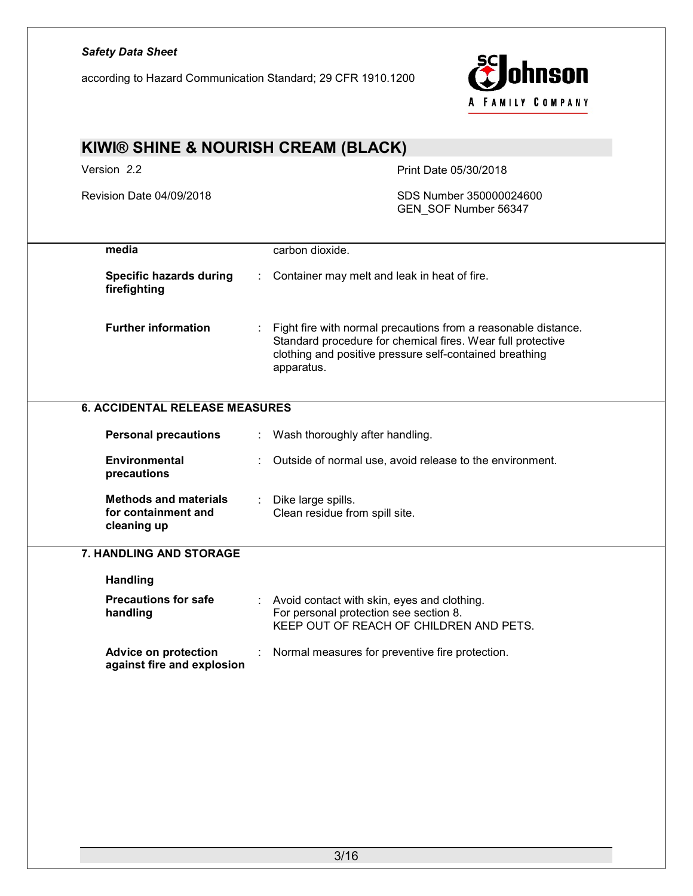| | |
|---|---|
| **media** | carbon dioxide. |
| **Specific hazards during firefighting** | : Container may melt and leak in heat of fire. |
| **Further information** | : Fight fire with normal precautions from a reasonable distance. Standard procedure for chemical fires. Wear full protective clothing and positive pressure self-contained breathing apparatus. |

## 6. ACCIDENTAL RELEASE MEASURES

| | |
|---|---|
| **Personal precautions** | : Wash thoroughly after handling. |
| **Environmental precautions** | : Outside of normal use, avoid release to the environment. |
| **Methods and materials for containment and cleaning up** | : Dike large spills.<br>Clean residue from spill site. |

## 7. HANDLING AND STORAGE

### Handling

| | |
|---|---|
| **Precautions for safe handling** | : Avoid contact with skin, eyes and clothing.<br>For personal protection see section 8.<br>KEEP OUT OF REACH OF CHILDREN AND PETS. |
| **Advice on protection against fire and explosion** | : Normal measures for preventive fire protection. |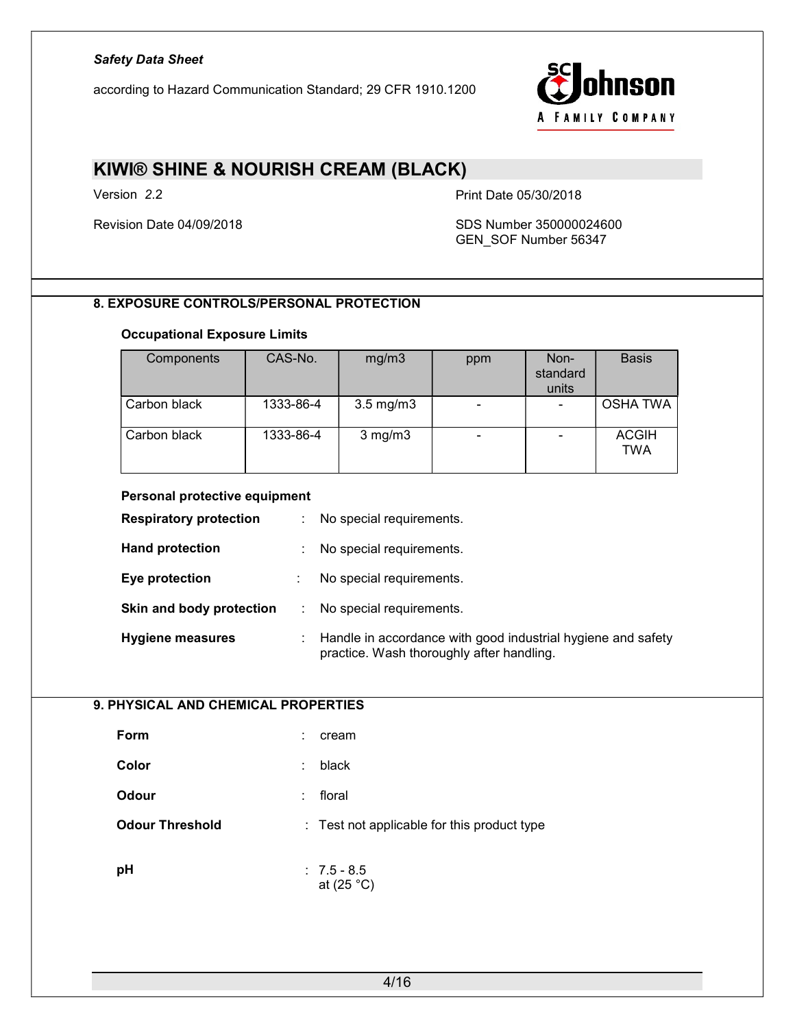## 8. EXPOSURE CONTROLS/PERSONAL PROTECTION

### Occupational Exposure Limits

| Components | CAS-No. | mg/m3 | ppm | Non-standard units | Basis |
|---|---|---|---|---|---|
| Carbon black | 1333-86-4 | 3.5 mg/m3 | - | - | OSHA TWA |
| Carbon black | 1333-86-4 | 3 mg/m3 | - | - | ACGIH TWA |

### Personal protective equipment

**Respiratory protection** : No special requirements.

**Hand protection** : No special requirements.

**Eye protection** : No special requirements.

**Skin and body protection** : No special requirements.

**Hygiene measures** : Handle in accordance with good industrial hygiene and safety practice. Wash thoroughly after handling.

## 9. PHYSICAL AND CHEMICAL PROPERTIES

**Form** : cream

**Color** : black

**Odour** : floral

**Odour Threshold** : Test not applicable for this product type

**pH** : 7.5 - 8.5 at (25 °C)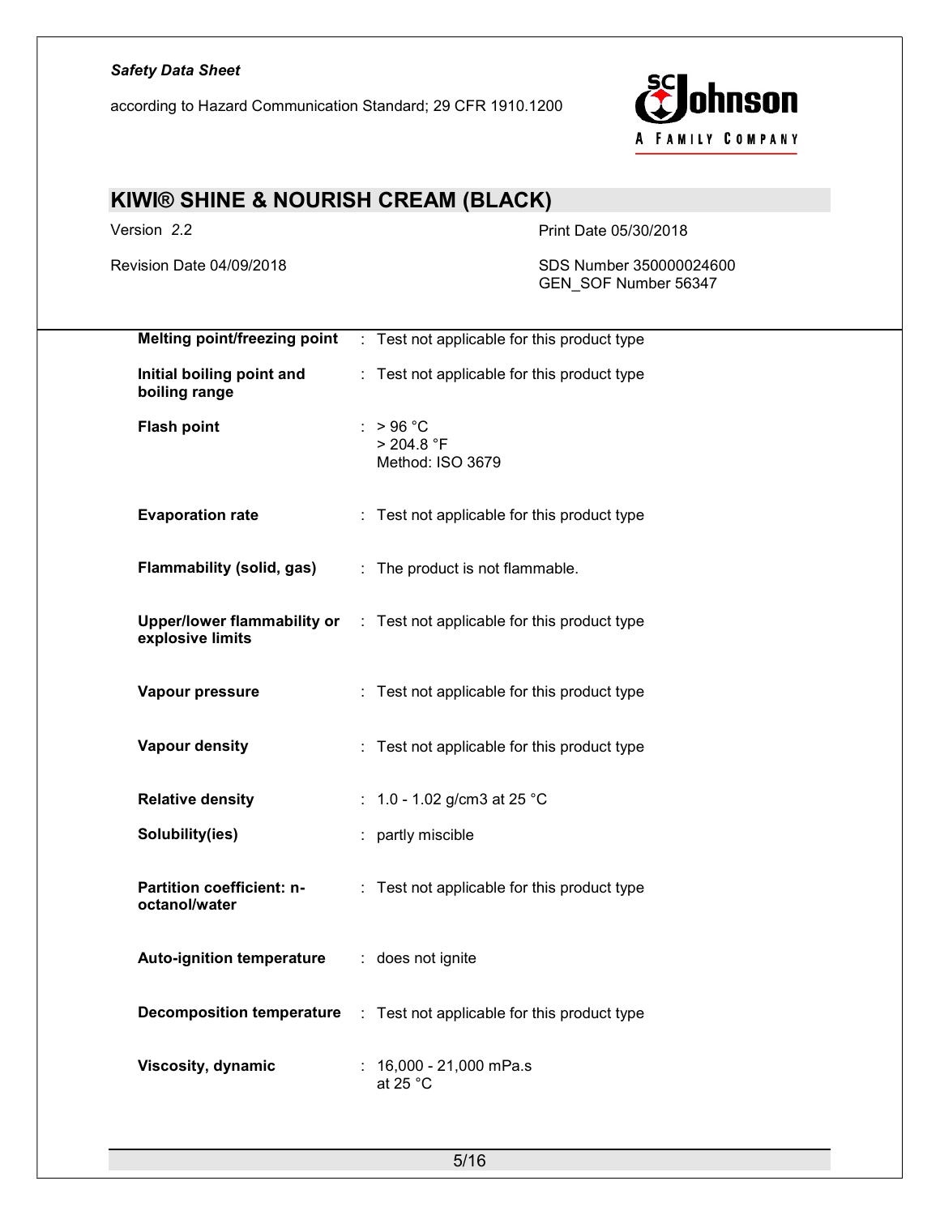| Property | | Value |
|---|---|---|
| **Melting point/freezing point** | : | Test not applicable for this product type |
| **Initial boiling point and boiling range** | : | Test not applicable for this product type |
| **Flash point** | : | > 96 °C<br>> 204.8 °F<br>Method: ISO 3679 |
| **Evaporation rate** | : | Test not applicable for this product type |
| **Flammability (solid, gas)** | : | The product is not flammable. |
| **Upper/lower flammability or explosive limits** | : | Test not applicable for this product type |
| **Vapour pressure** | : | Test not applicable for this product type |
| **Vapour density** | : | Test not applicable for this product type |
| **Relative density** | : | 1.0 - 1.02 g/cm3 at 25 °C |
| **Solubility(ies)** | : | partly miscible |
| **Partition coefficient: n-octanol/water** | : | Test not applicable for this product type |
| **Auto-ignition temperature** | : | does not ignite |
| **Decomposition temperature** | : | Test not applicable for this product type |
| **Viscosity, dynamic** | : | 16,000 - 21,000 mPa.s<br>at 25 °C |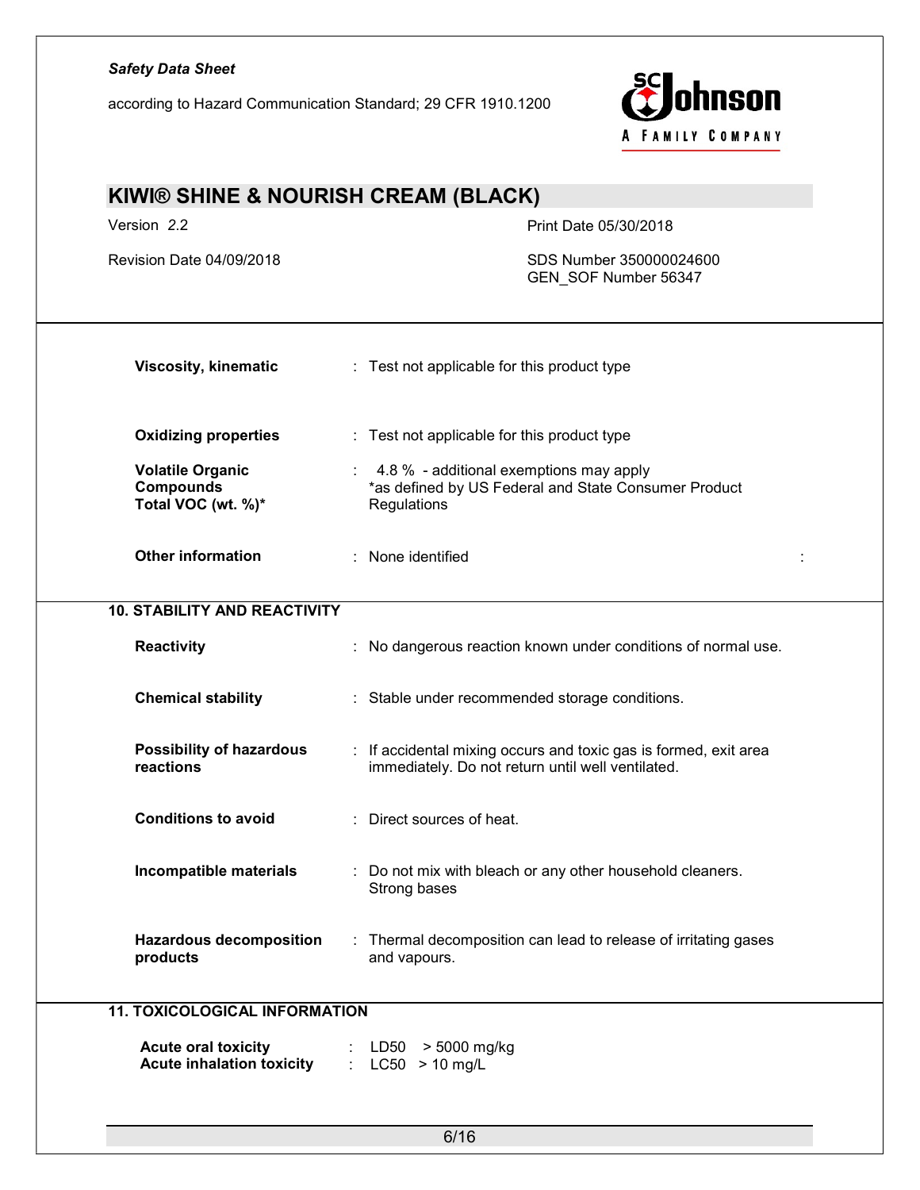| | | |
|---|---|---|
| **Viscosity, kinematic** | : | Test not applicable for this product type |
| **Oxidizing properties** | : | Test not applicable for this product type |
| **Volatile Organic Compounds Total VOC (wt. %)*** | : | 4.8 % - additional exemptions may apply *as defined by US Federal and State Consumer Product Regulations |
| **Other information** | : | None identified |

## 10. STABILITY AND REACTIVITY

| | | |
|---|---|---|
| **Reactivity** | : | No dangerous reaction known under conditions of normal use. |
| **Chemical stability** | : | Stable under recommended storage conditions. |
| **Possibility of hazardous reactions** | : | If accidental mixing occurs and toxic gas is formed, exit area immediately. Do not return until well ventilated. |
| **Conditions to avoid** | : | Direct sources of heat. |
| **Incompatible materials** | : | Do not mix with bleach or any other household cleaners. Strong bases |
| **Hazardous decomposition products** | : | Thermal decomposition can lead to release of irritating gases and vapours. |

## 11. TOXICOLOGICAL INFORMATION

| | | |
|---|---|---|
| **Acute oral toxicity** | : | LD50 > 5000 mg/kg |
| **Acute inhalation toxicity** | : | LC50 > 10 mg/L |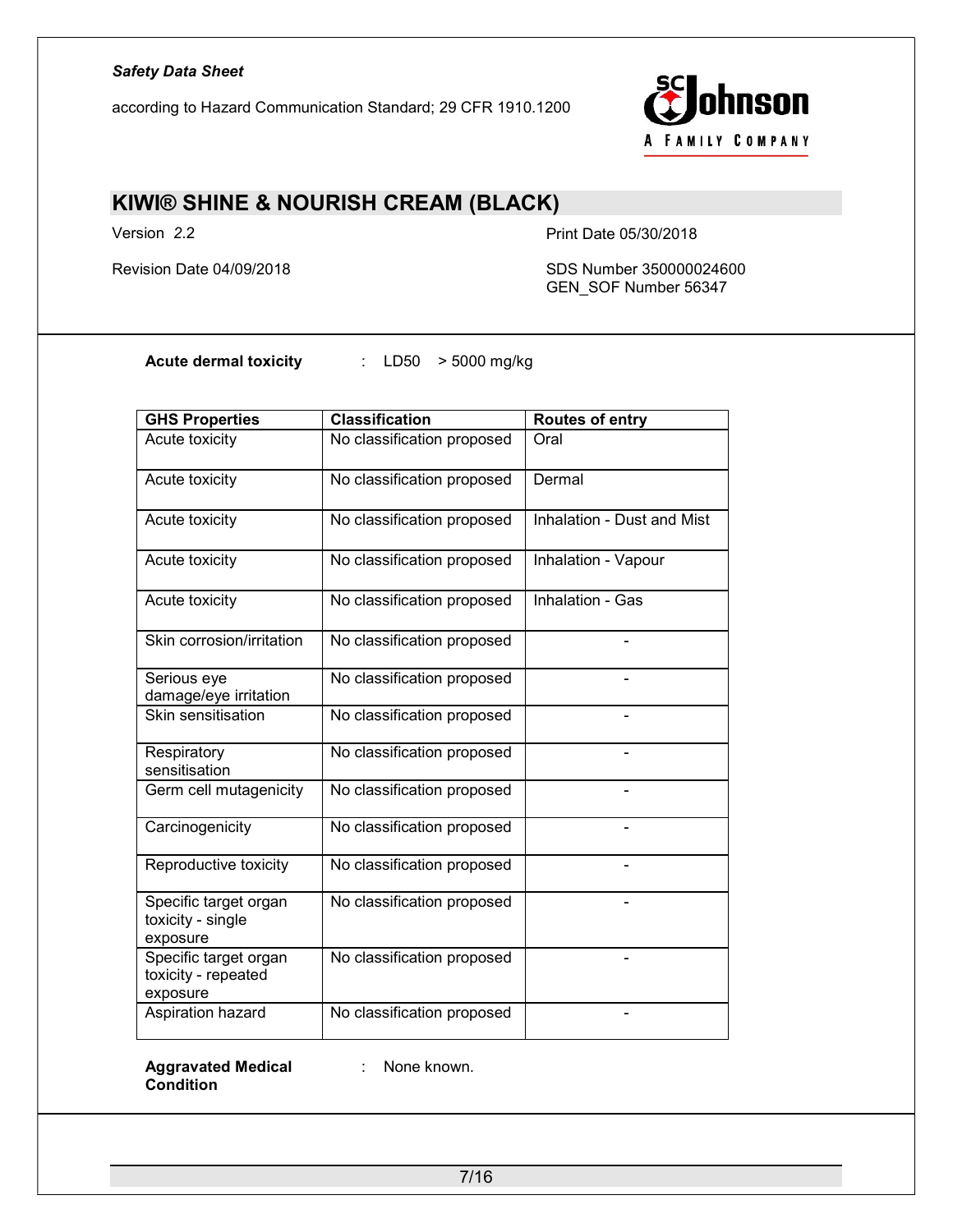**Acute dermal toxicity** : LD50 > 5000 mg/kg

| GHS Properties | Classification | Routes of entry |
|---|---|---|
| Acute toxicity | No classification proposed | Oral |
| Acute toxicity | No classification proposed | Dermal |
| Acute toxicity | No classification proposed | Inhalation - Dust and Mist |
| Acute toxicity | No classification proposed | Inhalation - Vapour |
| Acute toxicity | No classification proposed | Inhalation - Gas |
| Skin corrosion/irritation | No classification proposed | - |
| Serious eye damage/eye irritation | No classification proposed | - |
| Skin sensitisation | No classification proposed | - |
| Respiratory sensitisation | No classification proposed | - |
| Germ cell mutagenicity | No classification proposed | - |
| Carcinogenicity | No classification proposed | - |
| Reproductive toxicity | No classification proposed | - |
| Specific target organ toxicity - single exposure | No classification proposed | - |
| Specific target organ toxicity - repeated exposure | No classification proposed | - |
| Aspiration hazard | No classification proposed | - |

**Aggravated Medical Condition** : None known.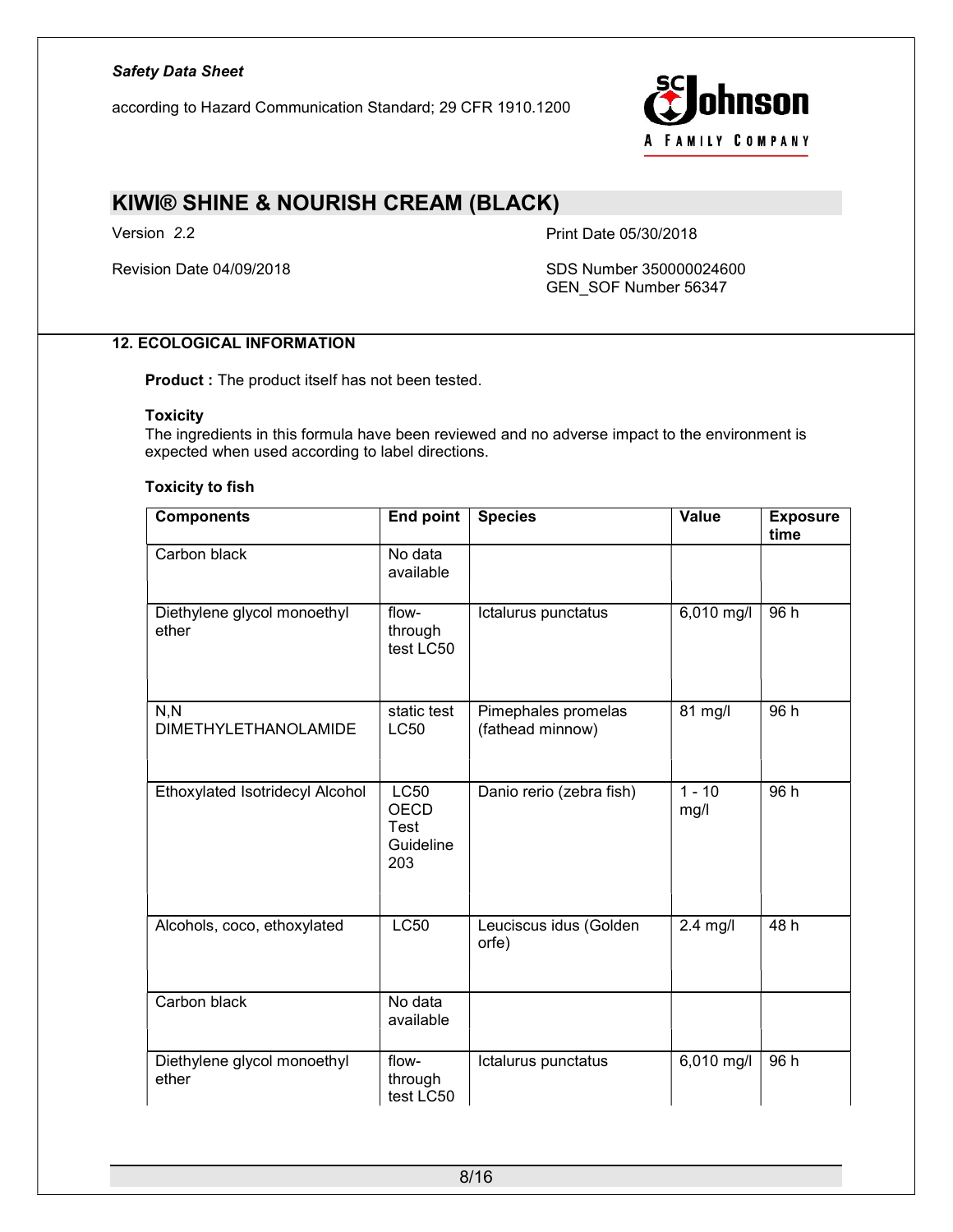## 12. ECOLOGICAL INFORMATION

**Product :** The product itself has not been tested.

**Toxicity**

The ingredients in this formula have been reviewed and no adverse impact to the environment is expected when used according to label directions.

**Toxicity to fish**

| Components | End point | Species | Value | Exposure time |
|---|---|---|---|---|
| Carbon black | No data available | | | |
| Diethylene glycol monoethyl ether | flow-through test LC50 | Ictalurus punctatus | 6,010 mg/l | 96 h |
| N,N DIMETHYLETHANOLAMIDE | static test LC50 | Pimephales promelas (fathead minnow) | 81 mg/l | 96 h |
| Ethoxylated Isotridecyl Alcohol | LC50 OECD Test Guideline 203 | Danio rerio (zebra fish) | 1 - 10 mg/l | 96 h |
| Alcohols, coco, ethoxylated | LC50 | Leuciscus idus (Golden orfe) | 2.4 mg/l | 48 h |
| Carbon black | No data available | | | |
| Diethylene glycol monoethyl ether | flow-through test LC50 | Ictalurus punctatus | 6,010 mg/l | 96 h |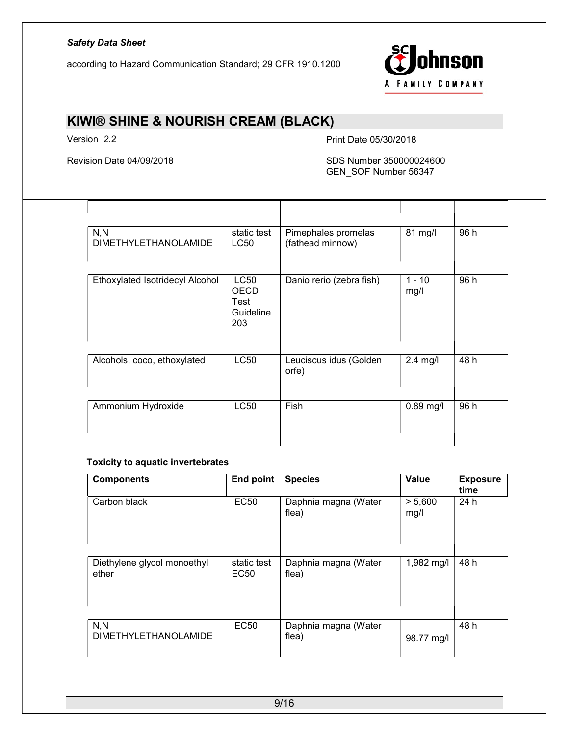| | | | | |
|---|---|---|---|---|
| N,N DIMETHYLETHANOLAMIDE | static test LC50 | Pimephales promelas (fathead minnow) | 81 mg/l | 96 h |
| Ethoxylated Isotridecyl Alcohol | LC50 OECD Test Guideline 203 | Danio rerio (zebra fish) | 1 - 10 mg/l | 96 h |
| Alcohols, coco, ethoxylated | LC50 | Leuciscus idus (Golden orfe) | 2.4 mg/l | 48 h |
| Ammonium Hydroxide | LC50 | Fish | 0.89 mg/l | 96 h |

**Toxicity to aquatic invertebrates**

| Components | End point | Species | Value | Exposure time |
|---|---|---|---|---|
| Carbon black | EC50 | Daphnia magna (Water flea) | > 5,600 mg/l | 24 h |
| Diethylene glycol monoethyl ether | static test EC50 | Daphnia magna (Water flea) | 1,982 mg/l | 48 h |
| N,N DIMETHYLETHANOLAMIDE | EC50 | Daphnia magna (Water flea) | 98.77 mg/l | 48 h |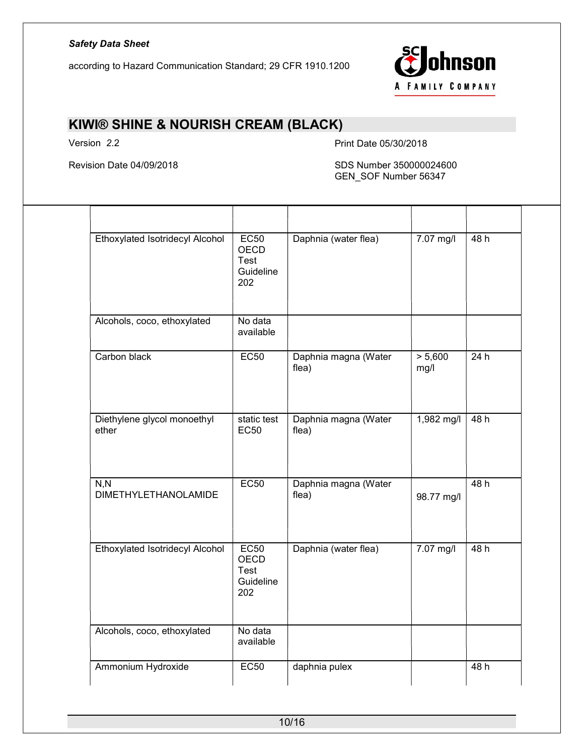| | | | | |
|---|---|---|---|---|
| Ethoxylated Isotridecyl Alcohol | EC50 OECD Test Guideline 202 | Daphnia (water flea) | 7.07 mg/l | 48 h |
| Alcohols, coco, ethoxylated | No data available | | | |
| Carbon black | EC50 | Daphnia magna (Water flea) | > 5,600 mg/l | 24 h |
| Diethylene glycol monoethyl ether | static test EC50 | Daphnia magna (Water flea) | 1,982 mg/l | 48 h |
| N,N DIMETHYLETHANOLAMIDE | EC50 | Daphnia magna (Water flea) | 98.77 mg/l | 48 h |
| Ethoxylated Isotridecyl Alcohol | EC50 OECD Test Guideline 202 | Daphnia (water flea) | 7.07 mg/l | 48 h |
| Alcohols, coco, ethoxylated | No data available | | | |
| Ammonium Hydroxide | EC50 | daphnia pulex | | 48 h |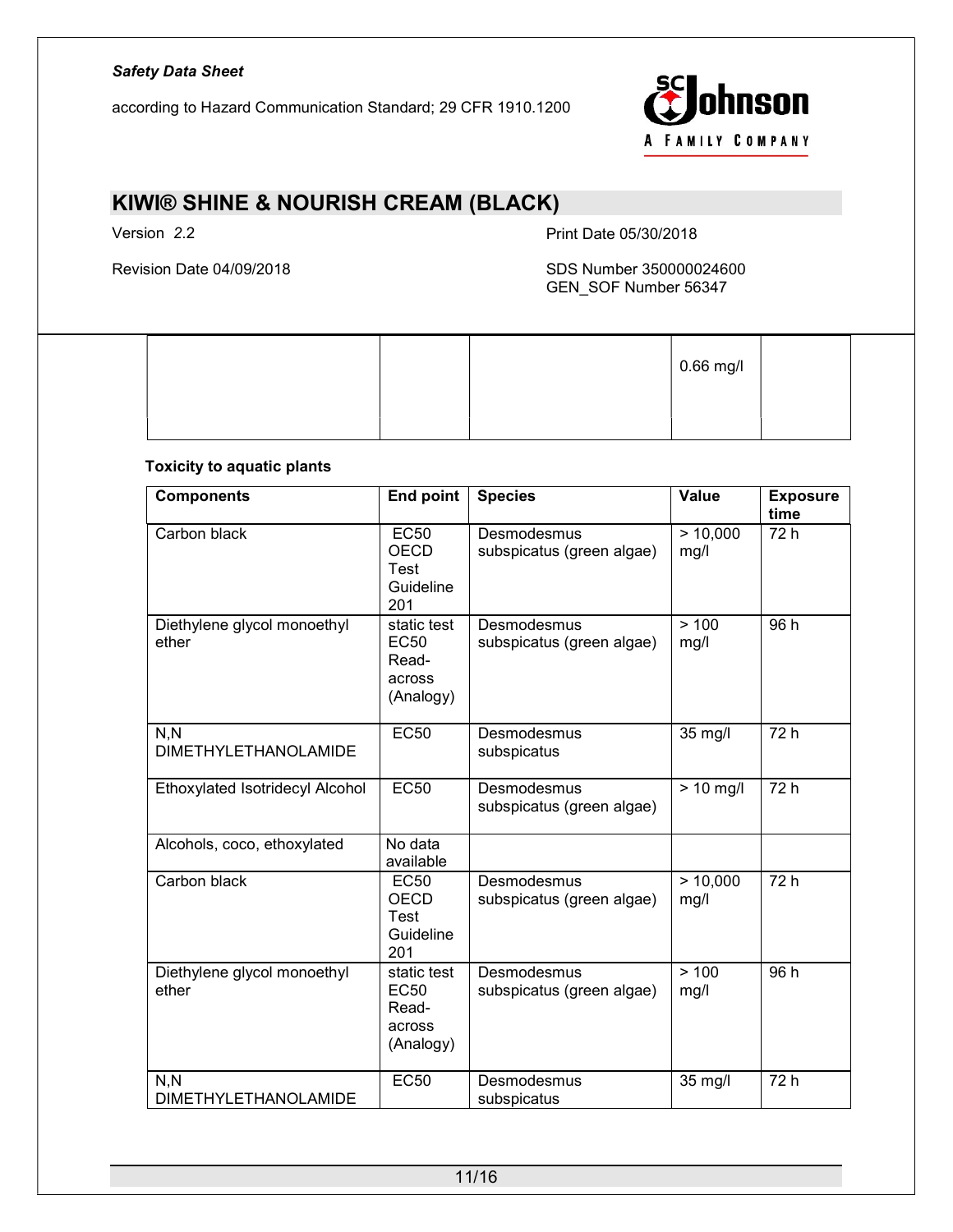|  |  |  | 0.66 mg/l |  |
|---|---|---|---|---|

**Toxicity to aquatic plants**

| Components | End point | Species | Value | Exposure time |
|---|---|---|---|---|
| Carbon black | EC50 OECD Test Guideline 201 | Desmodesmus subspicatus (green algae) | > 10,000 mg/l | 72 h |
| Diethylene glycol monoethyl ether | static test EC50 Read-across (Analogy) | Desmodesmus subspicatus (green algae) | > 100 mg/l | 96 h |
| N,N DIMETHYLETHANOLAMIDE | EC50 | Desmodesmus subspicatus | 35 mg/l | 72 h |
| Ethoxylated Isotridecyl Alcohol | EC50 | Desmodesmus subspicatus (green algae) | > 10 mg/l | 72 h |
| Alcohols, coco, ethoxylated | No data available |  |  |  |
| Carbon black | EC50 OECD Test Guideline 201 | Desmodesmus subspicatus (green algae) | > 10,000 mg/l | 72 h |
| Diethylene glycol monoethyl ether | static test EC50 Read-across (Analogy) | Desmodesmus subspicatus (green algae) | > 100 mg/l | 96 h |
| N,N DIMETHYLETHANOLAMIDE | EC50 | Desmodesmus subspicatus | 35 mg/l | 72 h |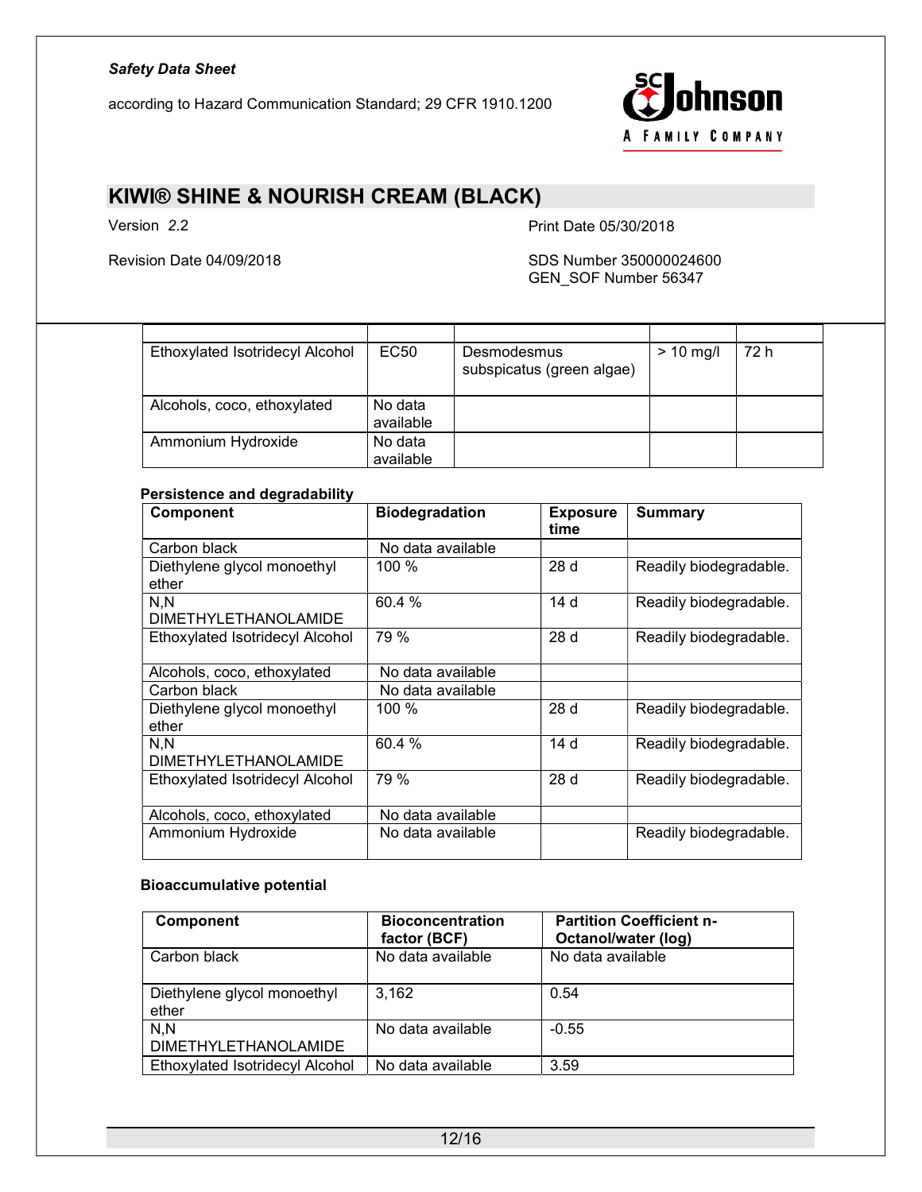| | | | | |
|---|---|---|---|---|
| Ethoxylated Isotridecyl Alcohol | EC50 | Desmodesmus subspicatus (green algae) | > 10 mg/l | 72 h |
| Alcohols, coco, ethoxylated | No data available | | | |
| Ammonium Hydroxide | No data available | | | |

**Persistence and degradability**

| Component | Biodegradation | Exposure time | Summary |
|---|---|---|---|
| Carbon black | No data available | | |
| Diethylene glycol monoethyl ether | 100 % | 28 d | Readily biodegradable. |
| N,N DIMETHYLETHANOLAMIDE | 60.4 % | 14 d | Readily biodegradable. |
| Ethoxylated Isotridecyl Alcohol | 79 % | 28 d | Readily biodegradable. |
| Alcohols, coco, ethoxylated | No data available | | |
| Carbon black | No data available | | |
| Diethylene glycol monoethyl ether | 100 % | 28 d | Readily biodegradable. |
| N,N DIMETHYLETHANOLAMIDE | 60.4 % | 14 d | Readily biodegradable. |
| Ethoxylated Isotridecyl Alcohol | 79 % | 28 d | Readily biodegradable. |
| Alcohols, coco, ethoxylated | No data available | | |
| Ammonium Hydroxide | No data available | | Readily biodegradable. |

**Bioaccumulative potential**

| Component | Bioconcentration factor (BCF) | Partition Coefficient n-Octanol/water (log) |
|---|---|---|
| Carbon black | No data available | No data available |
| Diethylene glycol monoethyl ether | 3,162 | 0.54 |
| N,N DIMETHYLETHANOLAMIDE | No data available | -0.55 |
| Ethoxylated Isotridecyl Alcohol | No data available | 3.59 |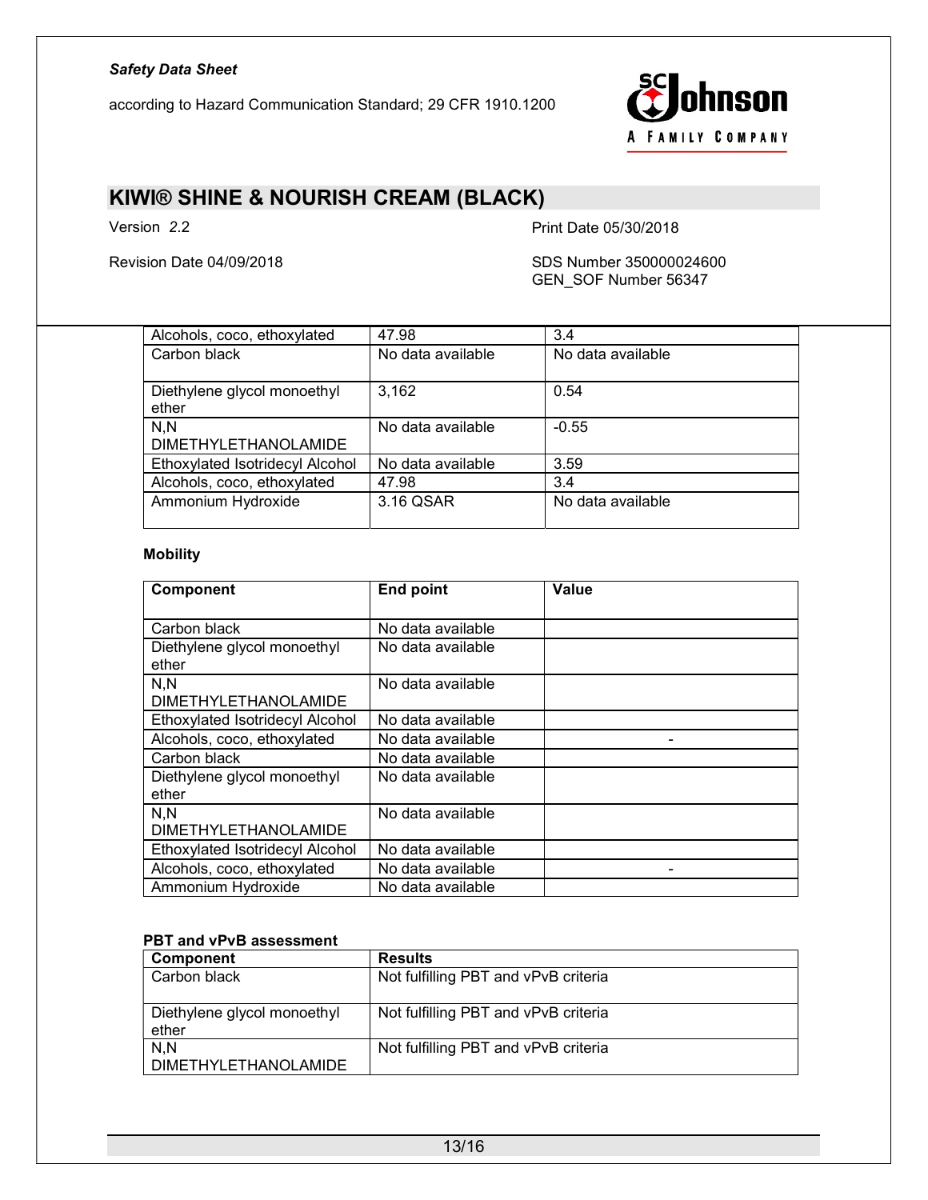| | | |
|---|---|---|
| Alcohols, coco, ethoxylated | 47.98 | 3.4 |
| Carbon black | No data available | No data available |
| Diethylene glycol monoethyl ether | 3,162 | 0.54 |
| N,N DIMETHYLETHANOLAMIDE | No data available | -0.55 |
| Ethoxylated Isotridecyl Alcohol | No data available | 3.59 |
| Alcohols, coco, ethoxylated | 47.98 | 3.4 |
| Ammonium Hydroxide | 3.16 QSAR | No data available |

**Mobility**

| Component | End point | Value |
|---|---|---|
| Carbon black | No data available | |
| Diethylene glycol monoethyl ether | No data available | |
| N,N DIMETHYLETHANOLAMIDE | No data available | |
| Ethoxylated Isotridecyl Alcohol | No data available | |
| Alcohols, coco, ethoxylated | No data available | - |
| Carbon black | No data available | |
| Diethylene glycol monoethyl ether | No data available | |
| N,N DIMETHYLETHANOLAMIDE | No data available | |
| Ethoxylated Isotridecyl Alcohol | No data available | |
| Alcohols, coco, ethoxylated | No data available | - |
| Ammonium Hydroxide | No data available | |

**PBT and vPvB assessment**

| Component | Results |
|---|---|
| Carbon black | Not fulfilling PBT and vPvB criteria |
| Diethylene glycol monoethyl ether | Not fulfilling PBT and vPvB criteria |
| N,N DIMETHYLETHANOLAMIDE | Not fulfilling PBT and vPvB criteria |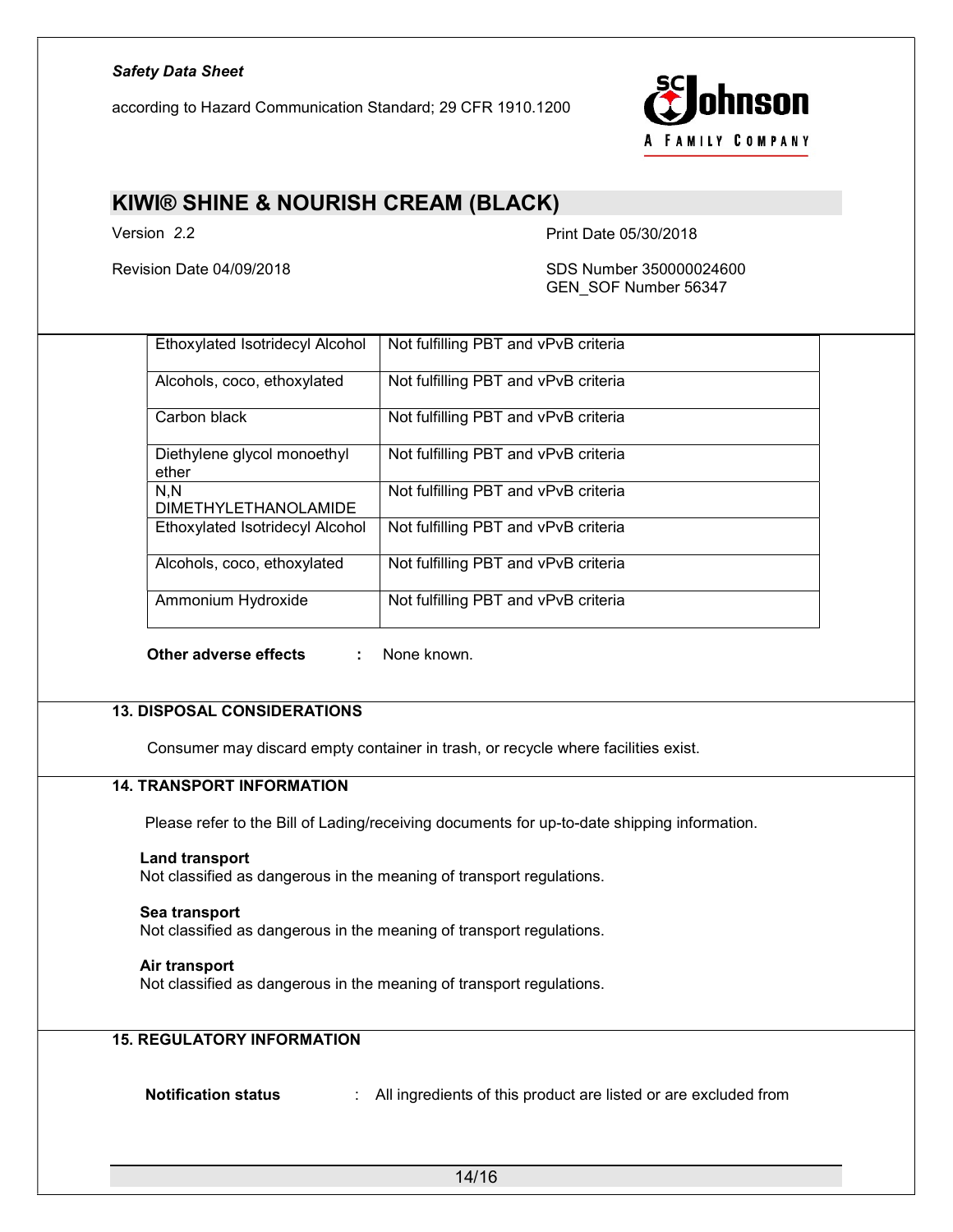| | |
|---|---|
| Ethoxylated Isotridecyl Alcohol | Not fulfilling PBT and vPvB criteria |
| Alcohols, coco, ethoxylated | Not fulfilling PBT and vPvB criteria |
| Carbon black | Not fulfilling PBT and vPvB criteria |
| Diethylene glycol monoethyl ether | Not fulfilling PBT and vPvB criteria |
| N,N DIMETHYLETHANOLAMIDE | Not fulfilling PBT and vPvB criteria |
| Ethoxylated Isotridecyl Alcohol | Not fulfilling PBT and vPvB criteria |
| Alcohols, coco, ethoxylated | Not fulfilling PBT and vPvB criteria |
| Ammonium Hydroxide | Not fulfilling PBT and vPvB criteria |

**Other adverse effects** : None known.

## 13. DISPOSAL CONSIDERATIONS

Consumer may discard empty container in trash, or recycle where facilities exist.

## 14. TRANSPORT INFORMATION

Please refer to the Bill of Lading/receiving documents for up-to-date shipping information.

**Land transport**
Not classified as dangerous in the meaning of transport regulations.

**Sea transport**
Not classified as dangerous in the meaning of transport regulations.

**Air transport**
Not classified as dangerous in the meaning of transport regulations.

## 15. REGULATORY INFORMATION

**Notification status** : All ingredients of this product are listed or are excluded from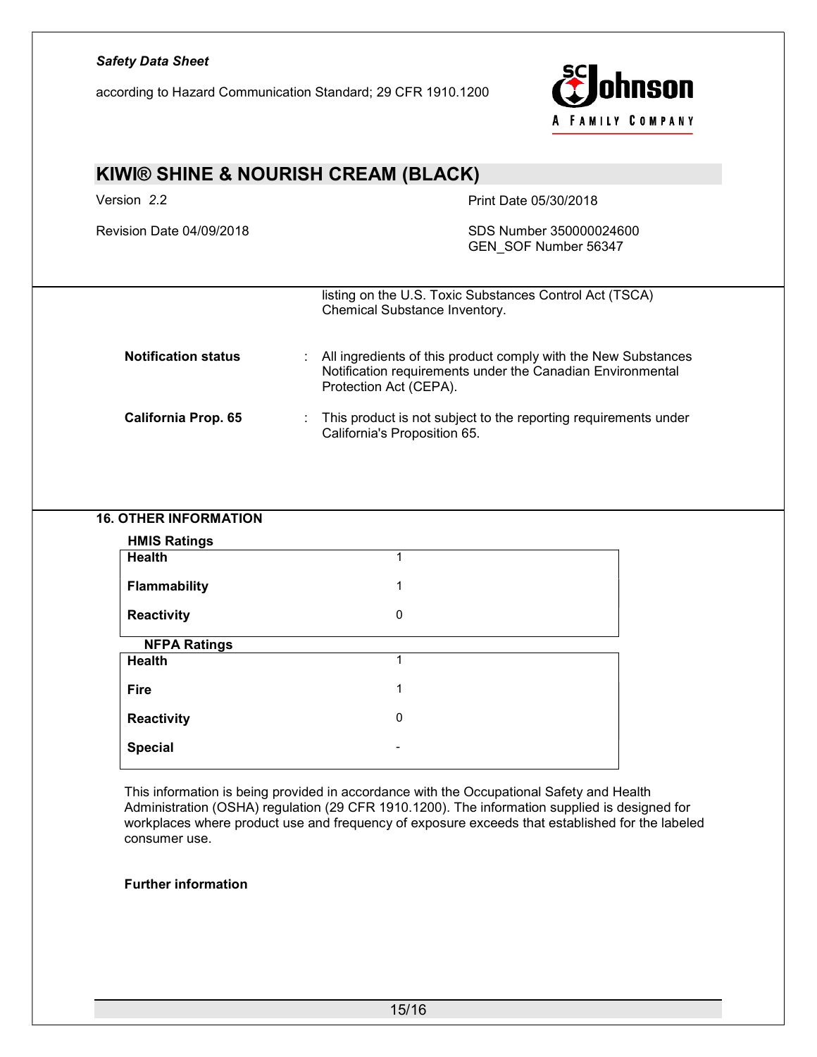listing on the U.S. Toxic Substances Control Act (TSCA) Chemical Substance Inventory.

**Notification status** : All ingredients of this product comply with the New Substances Notification requirements under the Canadian Environmental Protection Act (CEPA).

**California Prop. 65** : This product is not subject to the reporting requirements under California's Proposition 65.

## 16. OTHER INFORMATION

**HMIS Ratings**

| | |
|---|---|
| **Health** | 1 |
| **Flammability** | 1 |
| **Reactivity** | 0 |

**NFPA Ratings**

| | |
|---|---|
| **Health** | 1 |
| **Fire** | 1 |
| **Reactivity** | 0 |
| **Special** | - |

This information is being provided in accordance with the Occupational Safety and Health Administration (OSHA) regulation (29 CFR 1910.1200). The information supplied is designed for workplaces where product use and frequency of exposure exceeds that established for the labeled consumer use.

**Further information**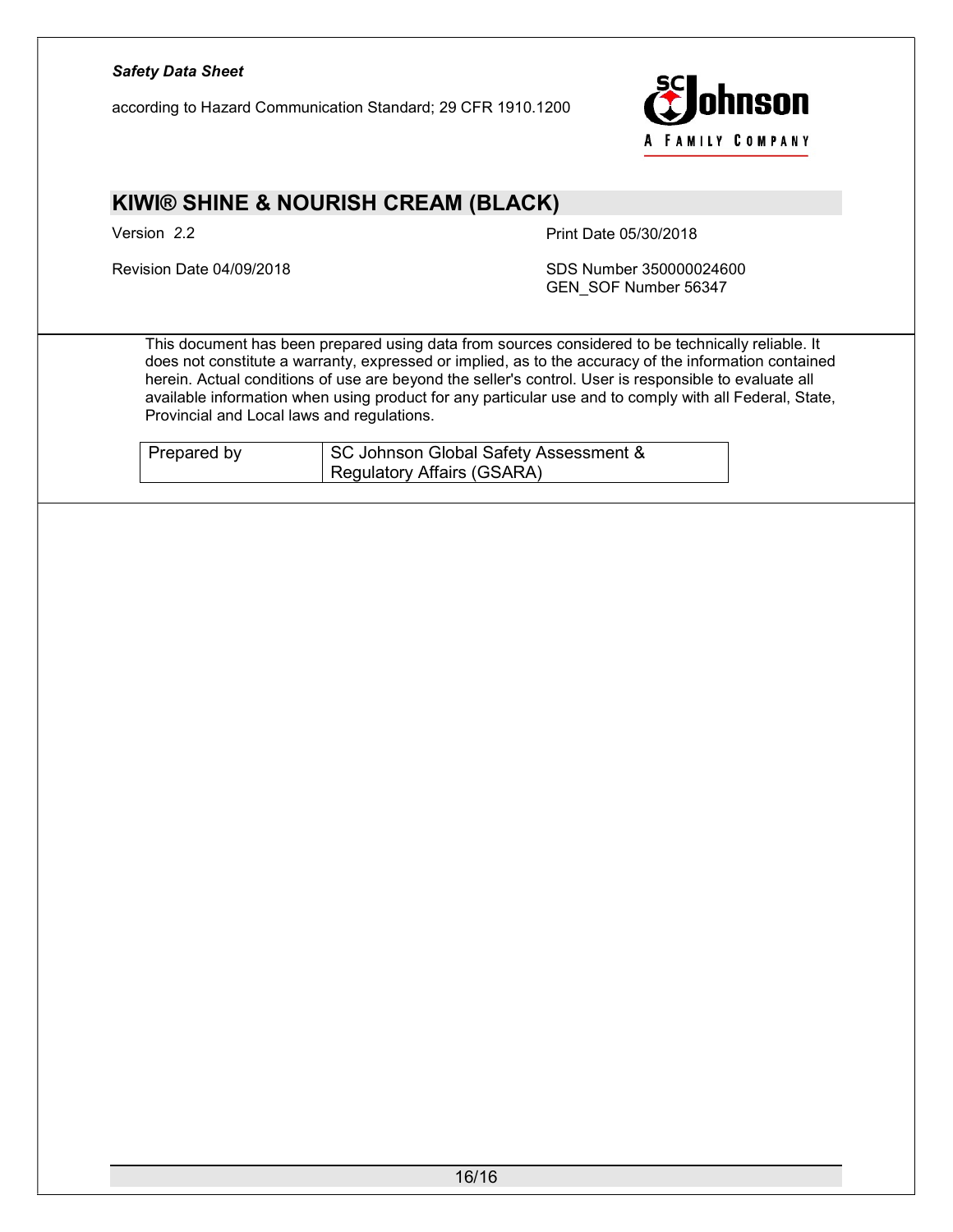This document has been prepared using data from sources considered to be technically reliable. It does not constitute a warranty, expressed or implied, as to the accuracy of the information contained herein. Actual conditions of use are beyond the seller's control. User is responsible to evaluate all available information when using product for any particular use and to comply with all Federal, State, Provincial and Local laws and regulations.

| | |
|---|---|
| Prepared by | SC Johnson Global Safety Assessment & Regulatory Affairs (GSARA) |